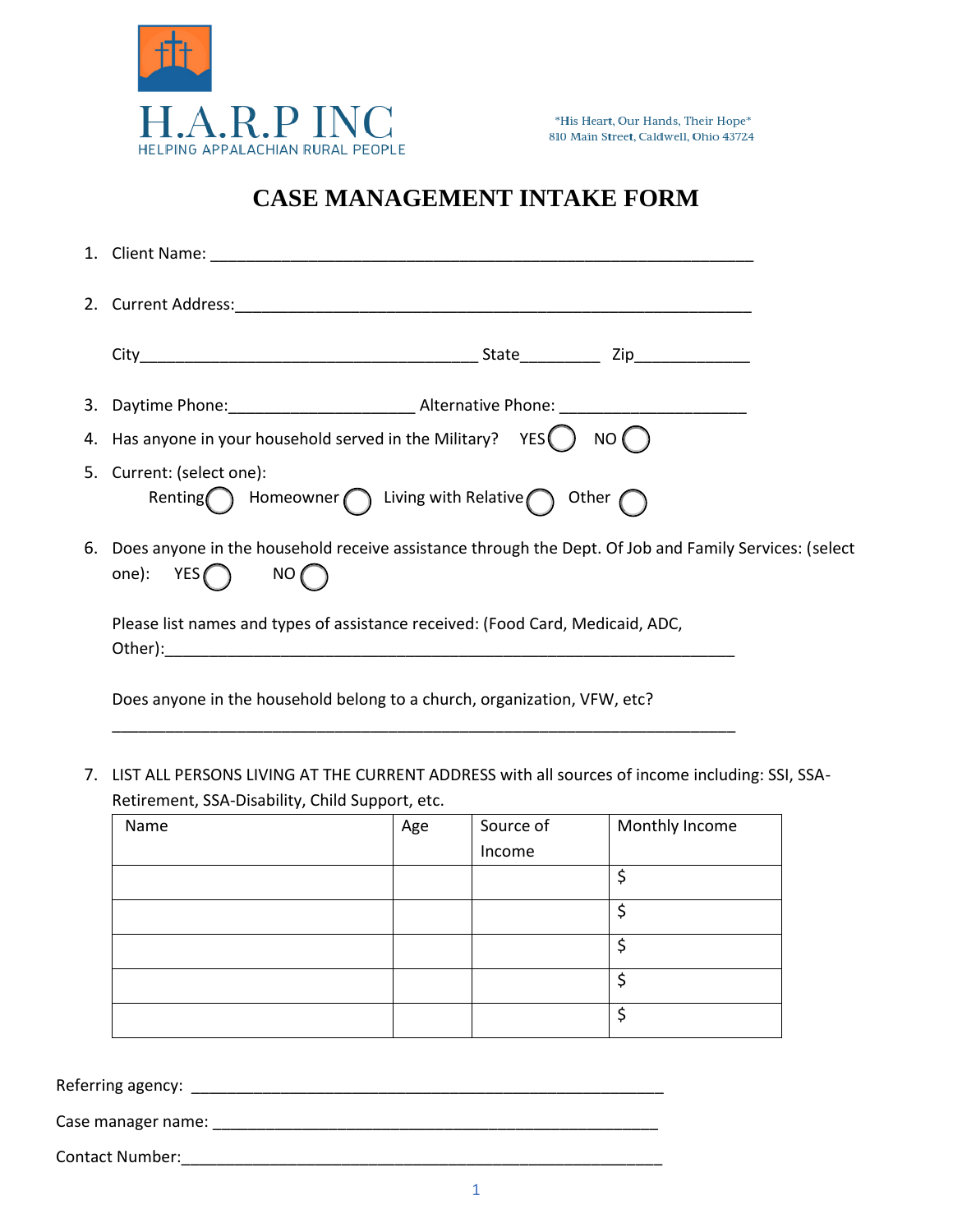H.A.R.P INC
HELPING APPALACHIAN RURAL PEOPLE

*His Heart, Our Hands, Their Hope*
810 Main Street, Caldwell, Ohio 43724

# CASE MANAGEMENT INTAKE FORM

1. Client Name: ___________________________________________________________

2. Current Address:__________________________________________________________

   City______________________________________ State_________ Zip____________

3. Daytime Phone:____________________ Alternative Phone: ____________________

4. Has anyone in your household served in the Military? YES ◯ NO ◯

5. Current: (select one):
   Renting ◯ Homeowner ◯ Living with Relative ◯ Other ◯

6. Does anyone in the household receive assistance through the Dept. Of Job and Family Services: (select one): YES ◯ NO ◯

   Please list names and types of assistance received: (Food Card, Medicaid, ADC, Other):______________________________________________________________

   Does anyone in the household belong to a church, organization, VFW, etc?
   ____________________________________________________________________

7. LIST ALL PERSONS LIVING AT THE CURRENT ADDRESS with all sources of income including: SSI, SSA-Retirement, SSA-Disability, Child Support, etc.

| Name | Age | Source of Income | Monthly Income |
|---|---|---|---|
| | | | $ |
| | | | $ |
| | | | $ |
| | | | $ |
| | | | $ |

Referring agency: ___________________________________________________

Case manager name: _________________________________________________

Contact Number:_____________________________________________________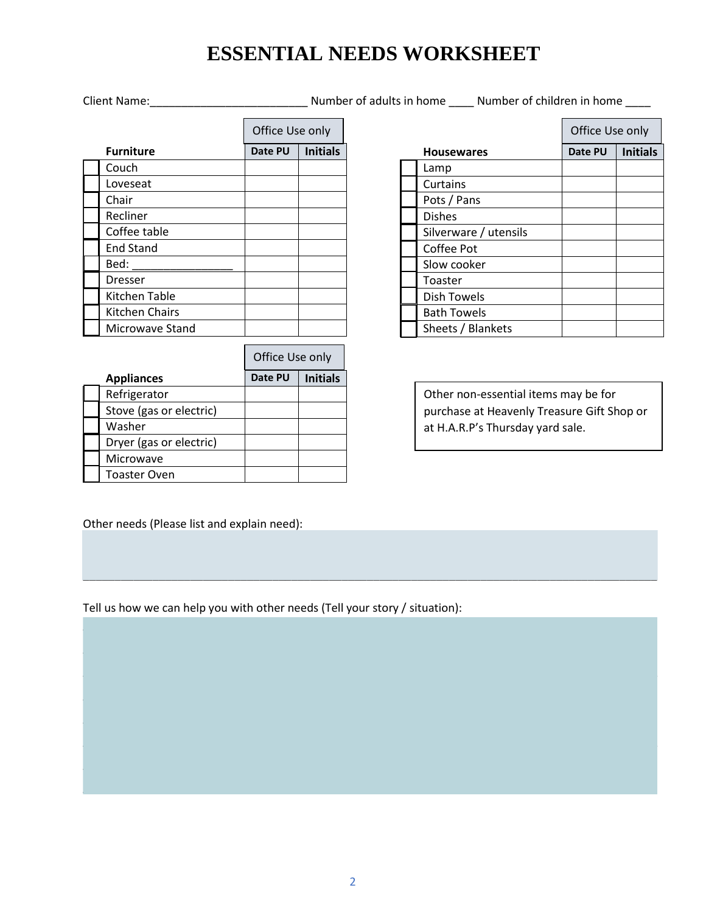# ESSENTIAL NEEDS WORKSHEET

Client Name:_________________________ Number of adults in home ____ Number of children in home ____

| | Furniture | Office Use only | |
|---|---|---|---|
| | | Date PU | Initials |
| ☐ | Couch | | |
| ☐ | Loveseat | | |
| ☐ | Chair | | |
| ☐ | Recliner | | |
| ☐ | Coffee table | | |
| ☐ | End Stand | | |
| ☐ | Bed: ________________ | | |
| ☐ | Dresser | | |
| ☐ | Kitchen Table | | |
| ☐ | Kitchen Chairs | | |
| ☐ | Microwave Stand | | |

| | Housewares | Office Use only | |
|---|---|---|---|
| | | Date PU | Initials |
| ☐ | Lamp | | |
| ☐ | Curtains | | |
| ☐ | Pots / Pans | | |
| ☐ | Dishes | | |
| ☐ | Silverware / utensils | | |
| ☐ | Coffee Pot | | |
| ☐ | Slow cooker | | |
| ☐ | Toaster | | |
| ☐ | Dish Towels | | |
| ☐ | Bath Towels | | |
| ☐ | Sheets / Blankets | | |

| | Appliances | Office Use only | |
|---|---|---|---|
| | | Date PU | Initials |
| ☐ | Refrigerator | | |
| ☐ | Stove (gas or electric) | | |
| ☐ | Washer | | |
| ☐ | Dryer (gas or electric) | | |
| ☐ | Microwave | | |
| ☐ | Toaster Oven | | |

Other non-essential items may be for purchase at Heavenly Treasure Gift Shop or at H.A.R.P's Thursday yard sale.

Other needs (Please list and explain need):

Tell us how we can help you with other needs (Tell your story / situation):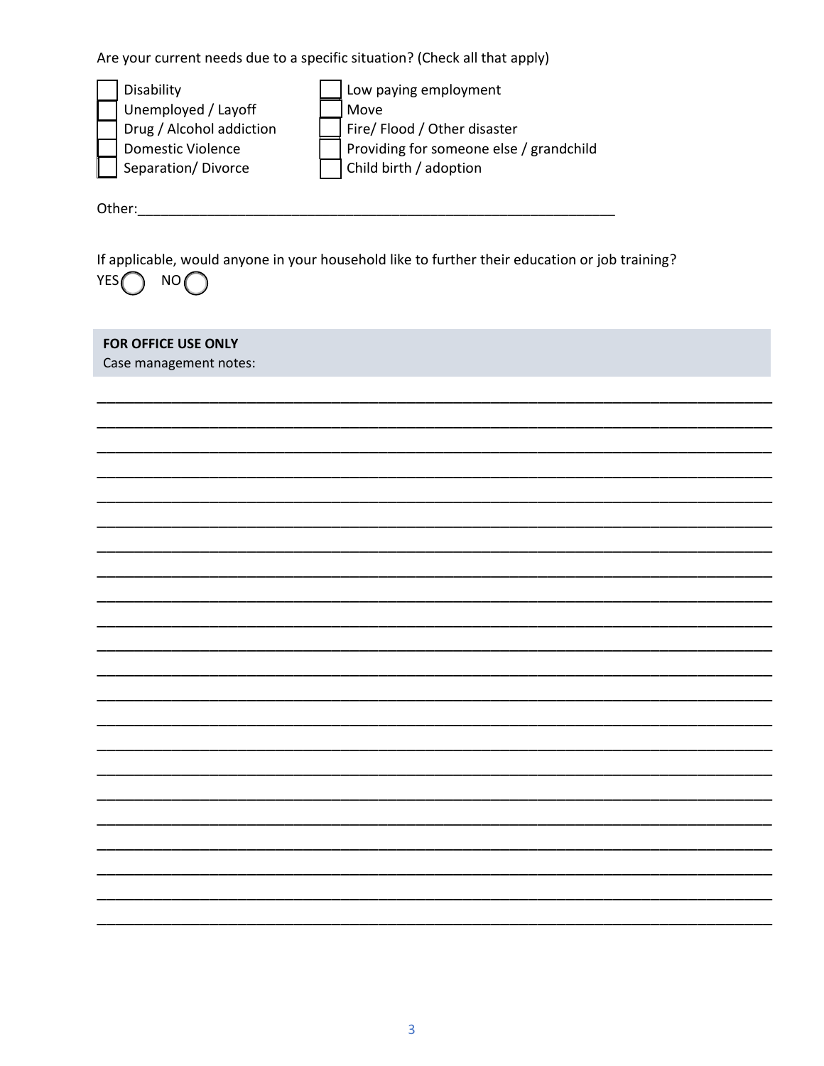Are your current needs due to a specific situation? (Check all that apply)

- [ ] Disability
- [ ] Unemployed / Layoff
- [ ] Drug / Alcohol addiction
- [ ] Domestic Violence
- [ ] Separation/ Divorce
- [ ] Low paying employment
- [ ] Move
- [ ] Fire/ Flood / Other disaster
- [ ] Providing for someone else / grandchild
- [ ] Child birth / adoption

Other:\_\_\_\_\_\_\_\_\_\_\_\_\_\_\_\_\_\_\_\_\_\_\_\_\_\_\_\_\_\_\_\_\_\_\_\_\_\_\_\_\_\_\_\_\_\_\_\_\_\_\_\_\_\_\_\_\_\_\_\_

If applicable, would anyone in your household like to further their education or job training?

YES ◯ NO ◯

**FOR OFFICE USE ONLY**

Case management notes:

\_\_\_\_\_\_\_\_\_\_\_\_\_\_\_\_\_\_\_\_\_\_\_\_\_\_\_\_\_\_\_\_\_\_\_\_\_\_\_\_\_\_\_\_\_\_\_\_\_\_\_\_\_\_\_\_\_\_\_\_\_\_\_\_\_\_\_\_\_\_\_\_\_\_\_\_\_\_

\_\_\_\_\_\_\_\_\_\_\_\_\_\_\_\_\_\_\_\_\_\_\_\_\_\_\_\_\_\_\_\_\_\_\_\_\_\_\_\_\_\_\_\_\_\_\_\_\_\_\_\_\_\_\_\_\_\_\_\_\_\_\_\_\_\_\_\_\_\_\_\_\_\_\_\_\_\_

\_\_\_\_\_\_\_\_\_\_\_\_\_\_\_\_\_\_\_\_\_\_\_\_\_\_\_\_\_\_\_\_\_\_\_\_\_\_\_\_\_\_\_\_\_\_\_\_\_\_\_\_\_\_\_\_\_\_\_\_\_\_\_\_\_\_\_\_\_\_\_\_\_\_\_\_\_\_

\_\_\_\_\_\_\_\_\_\_\_\_\_\_\_\_\_\_\_\_\_\_\_\_\_\_\_\_\_\_\_\_\_\_\_\_\_\_\_\_\_\_\_\_\_\_\_\_\_\_\_\_\_\_\_\_\_\_\_\_\_\_\_\_\_\_\_\_\_\_\_\_\_\_\_\_\_\_

\_\_\_\_\_\_\_\_\_\_\_\_\_\_\_\_\_\_\_\_\_\_\_\_\_\_\_\_\_\_\_\_\_\_\_\_\_\_\_\_\_\_\_\_\_\_\_\_\_\_\_\_\_\_\_\_\_\_\_\_\_\_\_\_\_\_\_\_\_\_\_\_\_\_\_\_\_\_

\_\_\_\_\_\_\_\_\_\_\_\_\_\_\_\_\_\_\_\_\_\_\_\_\_\_\_\_\_\_\_\_\_\_\_\_\_\_\_\_\_\_\_\_\_\_\_\_\_\_\_\_\_\_\_\_\_\_\_\_\_\_\_\_\_\_\_\_\_\_\_\_\_\_\_\_\_\_

\_\_\_\_\_\_\_\_\_\_\_\_\_\_\_\_\_\_\_\_\_\_\_\_\_\_\_\_\_\_\_\_\_\_\_\_\_\_\_\_\_\_\_\_\_\_\_\_\_\_\_\_\_\_\_\_\_\_\_\_\_\_\_\_\_\_\_\_\_\_\_\_\_\_\_\_\_\_

\_\_\_\_\_\_\_\_\_\_\_\_\_\_\_\_\_\_\_\_\_\_\_\_\_\_\_\_\_\_\_\_\_\_\_\_\_\_\_\_\_\_\_\_\_\_\_\_\_\_\_\_\_\_\_\_\_\_\_\_\_\_\_\_\_\_\_\_\_\_\_\_\_\_\_\_\_\_

\_\_\_\_\_\_\_\_\_\_\_\_\_\_\_\_\_\_\_\_\_\_\_\_\_\_\_\_\_\_\_\_\_\_\_\_\_\_\_\_\_\_\_\_\_\_\_\_\_\_\_\_\_\_\_\_\_\_\_\_\_\_\_\_\_\_\_\_\_\_\_\_\_\_\_\_\_\_

\_\_\_\_\_\_\_\_\_\_\_\_\_\_\_\_\_\_\_\_\_\_\_\_\_\_\_\_\_\_\_\_\_\_\_\_\_\_\_\_\_\_\_\_\_\_\_\_\_\_\_\_\_\_\_\_\_\_\_\_\_\_\_\_\_\_\_\_\_\_\_\_\_\_\_\_\_\_

\_\_\_\_\_\_\_\_\_\_\_\_\_\_\_\_\_\_\_\_\_\_\_\_\_\_\_\_\_\_\_\_\_\_\_\_\_\_\_\_\_\_\_\_\_\_\_\_\_\_\_\_\_\_\_\_\_\_\_\_\_\_\_\_\_\_\_\_\_\_\_\_\_\_\_\_\_\_

\_\_\_\_\_\_\_\_\_\_\_\_\_\_\_\_\_\_\_\_\_\_\_\_\_\_\_\_\_\_\_\_\_\_\_\_\_\_\_\_\_\_\_\_\_\_\_\_\_\_\_\_\_\_\_\_\_\_\_\_\_\_\_\_\_\_\_\_\_\_\_\_\_\_\_\_\_\_

\_\_\_\_\_\_\_\_\_\_\_\_\_\_\_\_\_\_\_\_\_\_\_\_\_\_\_\_\_\_\_\_\_\_\_\_\_\_\_\_\_\_\_\_\_\_\_\_\_\_\_\_\_\_\_\_\_\_\_\_\_\_\_\_\_\_\_\_\_\_\_\_\_\_\_\_\_\_

\_\_\_\_\_\_\_\_\_\_\_\_\_\_\_\_\_\_\_\_\_\_\_\_\_\_\_\_\_\_\_\_\_\_\_\_\_\_\_\_\_\_\_\_\_\_\_\_\_\_\_\_\_\_\_\_\_\_\_\_\_\_\_\_\_\_\_\_\_\_\_\_\_\_\_\_\_\_

\_\_\_\_\_\_\_\_\_\_\_\_\_\_\_\_\_\_\_\_\_\_\_\_\_\_\_\_\_\_\_\_\_\_\_\_\_\_\_\_\_\_\_\_\_\_\_\_\_\_\_\_\_\_\_\_\_\_\_\_\_\_\_\_\_\_\_\_\_\_\_\_\_\_\_\_\_\_

\_\_\_\_\_\_\_\_\_\_\_\_\_\_\_\_\_\_\_\_\_\_\_\_\_\_\_\_\_\_\_\_\_\_\_\_\_\_\_\_\_\_\_\_\_\_\_\_\_\_\_\_\_\_\_\_\_\_\_\_\_\_\_\_\_\_\_\_\_\_\_\_\_\_\_\_\_\_

\_\_\_\_\_\_\_\_\_\_\_\_\_\_\_\_\_\_\_\_\_\_\_\_\_\_\_\_\_\_\_\_\_\_\_\_\_\_\_\_\_\_\_\_\_\_\_\_\_\_\_\_\_\_\_\_\_\_\_\_\_\_\_\_\_\_\_\_\_\_\_\_\_\_\_\_\_\_

\_\_\_\_\_\_\_\_\_\_\_\_\_\_\_\_\_\_\_\_\_\_\_\_\_\_\_\_\_\_\_\_\_\_\_\_\_\_\_\_\_\_\_\_\_\_\_\_\_\_\_\_\_\_\_\_\_\_\_\_\_\_\_\_\_\_\_\_\_\_\_\_\_\_\_\_\_\_

\_\_\_\_\_\_\_\_\_\_\_\_\_\_\_\_\_\_\_\_\_\_\_\_\_\_\_\_\_\_\_\_\_\_\_\_\_\_\_\_\_\_\_\_\_\_\_\_\_\_\_\_\_\_\_\_\_\_\_\_\_\_\_\_\_\_\_\_\_\_\_\_\_\_\_\_\_\_

\_\_\_\_\_\_\_\_\_\_\_\_\_\_\_\_\_\_\_\_\_\_\_\_\_\_\_\_\_\_\_\_\_\_\_\_\_\_\_\_\_\_\_\_\_\_\_\_\_\_\_\_\_\_\_\_\_\_\_\_\_\_\_\_\_\_\_\_\_\_\_\_\_\_\_\_\_\_

\_\_\_\_\_\_\_\_\_\_\_\_\_\_\_\_\_\_\_\_\_\_\_\_\_\_\_\_\_\_\_\_\_\_\_\_\_\_\_\_\_\_\_\_\_\_\_\_\_\_\_\_\_\_\_\_\_\_\_\_\_\_\_\_\_\_\_\_\_\_\_\_\_\_\_\_\_\_

\_\_\_\_\_\_\_\_\_\_\_\_\_\_\_\_\_\_\_\_\_\_\_\_\_\_\_\_\_\_\_\_\_\_\_\_\_\_\_\_\_\_\_\_\_\_\_\_\_\_\_\_\_\_\_\_\_\_\_\_\_\_\_\_\_\_\_\_\_\_\_\_\_\_\_\_\_\_

\_\_\_\_\_\_\_\_\_\_\_\_\_\_\_\_\_\_\_\_\_\_\_\_\_\_\_\_\_\_\_\_\_\_\_\_\_\_\_\_\_\_\_\_\_\_\_\_\_\_\_\_\_\_\_\_\_\_\_\_\_\_\_\_\_\_\_\_\_\_\_\_\_\_\_\_\_\_